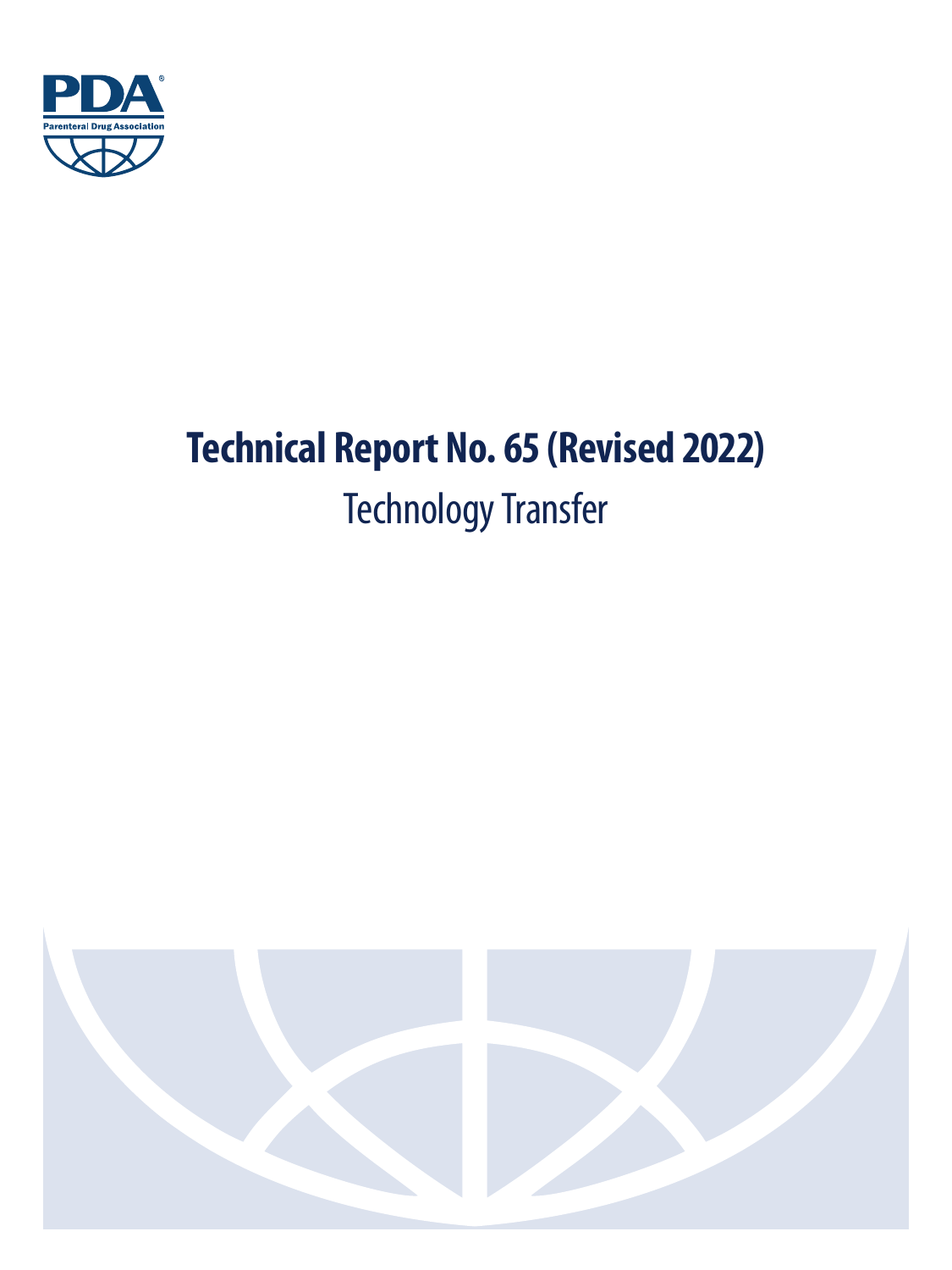PDA®

Parenteral Drug Association

# Technical Report No. 65 (Revised 2022)

## Technology Transfer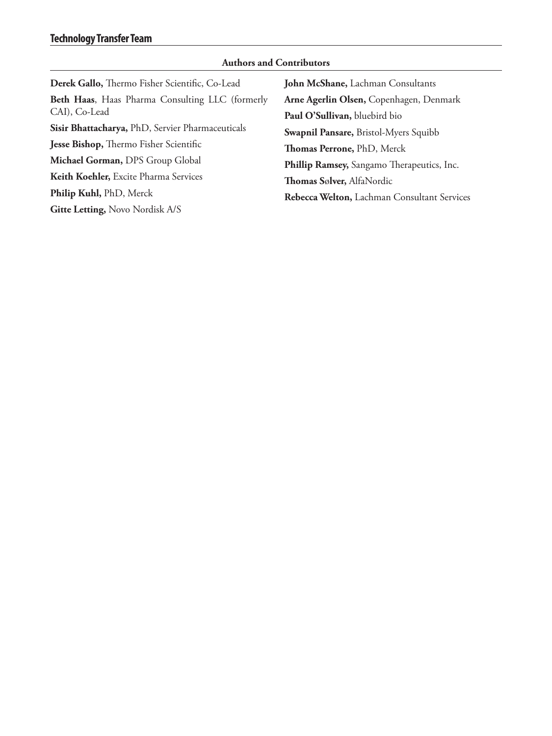## Technology Transfer Team

### Authors and Contributors

**Derek Gallo,** Thermo Fisher Scientific, Co-Lead

**Beth Haas**, Haas Pharma Consulting LLC (formerly CAI), Co-Lead

**Sisir Bhattacharya,** PhD, Servier Pharmaceuticals

**Jesse Bishop,** Thermo Fisher Scientific

**Michael Gorman,** DPS Group Global

**Keith Koehler,** Excite Pharma Services

**Philip Kuhl,** PhD, Merck

**Gitte Letting,** Novo Nordisk A/S

**John McShane,** Lachman Consultants

**Arne Agerlin Olsen,** Copenhagen, Denmark

**Paul O'Sullivan,** bluebird bio

**Swapnil Pansare,** Bristol-Myers Squibb

**Thomas Perrone,** PhD, Merck

**Phillip Ramsey,** Sangamo Therapeutics, Inc.

**Thomas Sølver,** AlfaNordic

**Rebecca Welton,** Lachman Consultant Services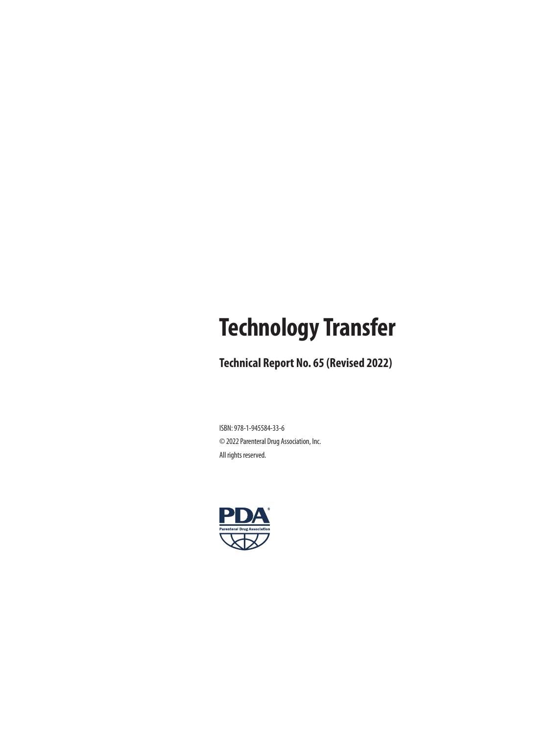# Technology Transfer

## Technical Report No. 65 (Revised 2022)

ISBN: 978-1-945584-33-6

© 2022 Parenteral Drug Association, Inc.

All rights reserved.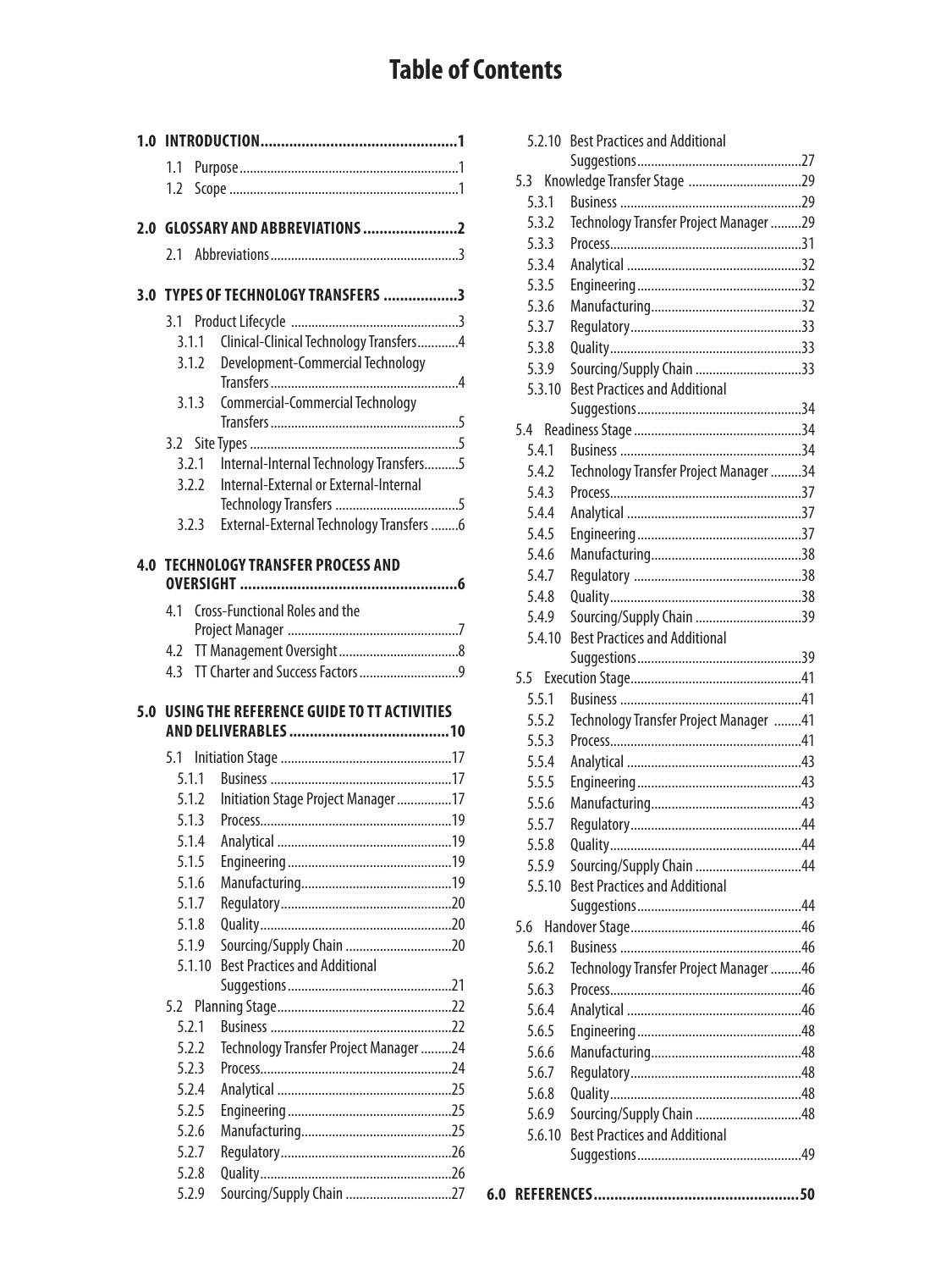# Table of Contents

**1.0 INTRODUCTION** ..... 1

- 1.1 Purpose ..... 1
- 1.2 Scope ..... 1

**2.0 GLOSSARY AND ABBREVIATIONS** ..... 2

- 2.1 Abbreviations ..... 3

**3.0 TYPES OF TECHNOLOGY TRANSFERS** ..... 3

- 3.1 Product Lifecycle ..... 3
  - 3.1.1 Clinical-Clinical Technology Transfers ..... 4
  - 3.1.2 Development-Commercial Technology Transfers ..... 4
  - 3.1.3 Commercial-Commercial Technology Transfers ..... 5
- 3.2 Site Types ..... 5
  - 3.2.1 Internal-Internal Technology Transfers ..... 5
  - 3.2.2 Internal-External or External-Internal Technology Transfers ..... 5
  - 3.2.3 External-External Technology Transfers ..... 6

**4.0 TECHNOLOGY TRANSFER PROCESS AND OVERSIGHT** ..... 6

- 4.1 Cross-Functional Roles and the Project Manager ..... 7
- 4.2 TT Management Oversight ..... 8
- 4.3 TT Charter and Success Factors ..... 9

**5.0 USING THE REFERENCE GUIDE TO TT ACTIVITIES AND DELIVERABLES** ..... 10

- 5.1 Initiation Stage ..... 17
  - 5.1.1 Business ..... 17
  - 5.1.2 Initiation Stage Project Manager ..... 17
  - 5.1.3 Process ..... 19
  - 5.1.4 Analytical ..... 19
  - 5.1.5 Engineering ..... 19
  - 5.1.6 Manufacturing ..... 19
  - 5.1.7 Regulatory ..... 20
  - 5.1.8 Quality ..... 20
  - 5.1.9 Sourcing/Supply Chain ..... 20
  - 5.1.10 Best Practices and Additional Suggestions ..... 21
- 5.2 Planning Stage ..... 22
  - 5.2.1 Business ..... 22
  - 5.2.2 Technology Transfer Project Manager ..... 24
  - 5.2.3 Process ..... 24
  - 5.2.4 Analytical ..... 25
  - 5.2.5 Engineering ..... 25
  - 5.2.6 Manufacturing ..... 25
  - 5.2.7 Regulatory ..... 26
  - 5.2.8 Quality ..... 26
  - 5.2.9 Sourcing/Supply Chain ..... 27
  - 5.2.10 Best Practices and Additional Suggestions ..... 27
- 5.3 Knowledge Transfer Stage ..... 29
  - 5.3.1 Business ..... 29
  - 5.3.2 Technology Transfer Project Manager ..... 29
  - 5.3.3 Process ..... 31
  - 5.3.4 Analytical ..... 32
  - 5.3.5 Engineering ..... 32
  - 5.3.6 Manufacturing ..... 32
  - 5.3.7 Regulatory ..... 33
  - 5.3.8 Quality ..... 33
  - 5.3.9 Sourcing/Supply Chain ..... 33
  - 5.3.10 Best Practices and Additional Suggestions ..... 34
- 5.4 Readiness Stage ..... 34
  - 5.4.1 Business ..... 34
  - 5.4.2 Technology Transfer Project Manager ..... 34
  - 5.4.3 Process ..... 37
  - 5.4.4 Analytical ..... 37
  - 5.4.5 Engineering ..... 37
  - 5.4.6 Manufacturing ..... 38
  - 5.4.7 Regulatory ..... 38
  - 5.4.8 Quality ..... 38
  - 5.4.9 Sourcing/Supply Chain ..... 39
  - 5.4.10 Best Practices and Additional Suggestions ..... 39
- 5.5 Execution Stage ..... 41
  - 5.5.1 Business ..... 41
  - 5.5.2 Technology Transfer Project Manager ..... 41
  - 5.5.3 Process ..... 41
  - 5.5.4 Analytical ..... 43
  - 5.5.5 Engineering ..... 43
  - 5.5.6 Manufacturing ..... 43
  - 5.5.7 Regulatory ..... 44
  - 5.5.8 Quality ..... 44
  - 5.5.9 Sourcing/Supply Chain ..... 44
  - 5.5.10 Best Practices and Additional Suggestions ..... 44
- 5.6 Handover Stage ..... 46
  - 5.6.1 Business ..... 46
  - 5.6.2 Technology Transfer Project Manager ..... 46
  - 5.6.3 Process ..... 46
  - 5.6.4 Analytical ..... 46
  - 5.6.5 Engineering ..... 48
  - 5.6.6 Manufacturing ..... 48
  - 5.6.7 Regulatory ..... 48
  - 5.6.8 Quality ..... 48
  - 5.6.9 Sourcing/Supply Chain ..... 48
  - 5.6.10 Best Practices and Additional Suggestions ..... 49

**6.0 REFERENCES** ..... 50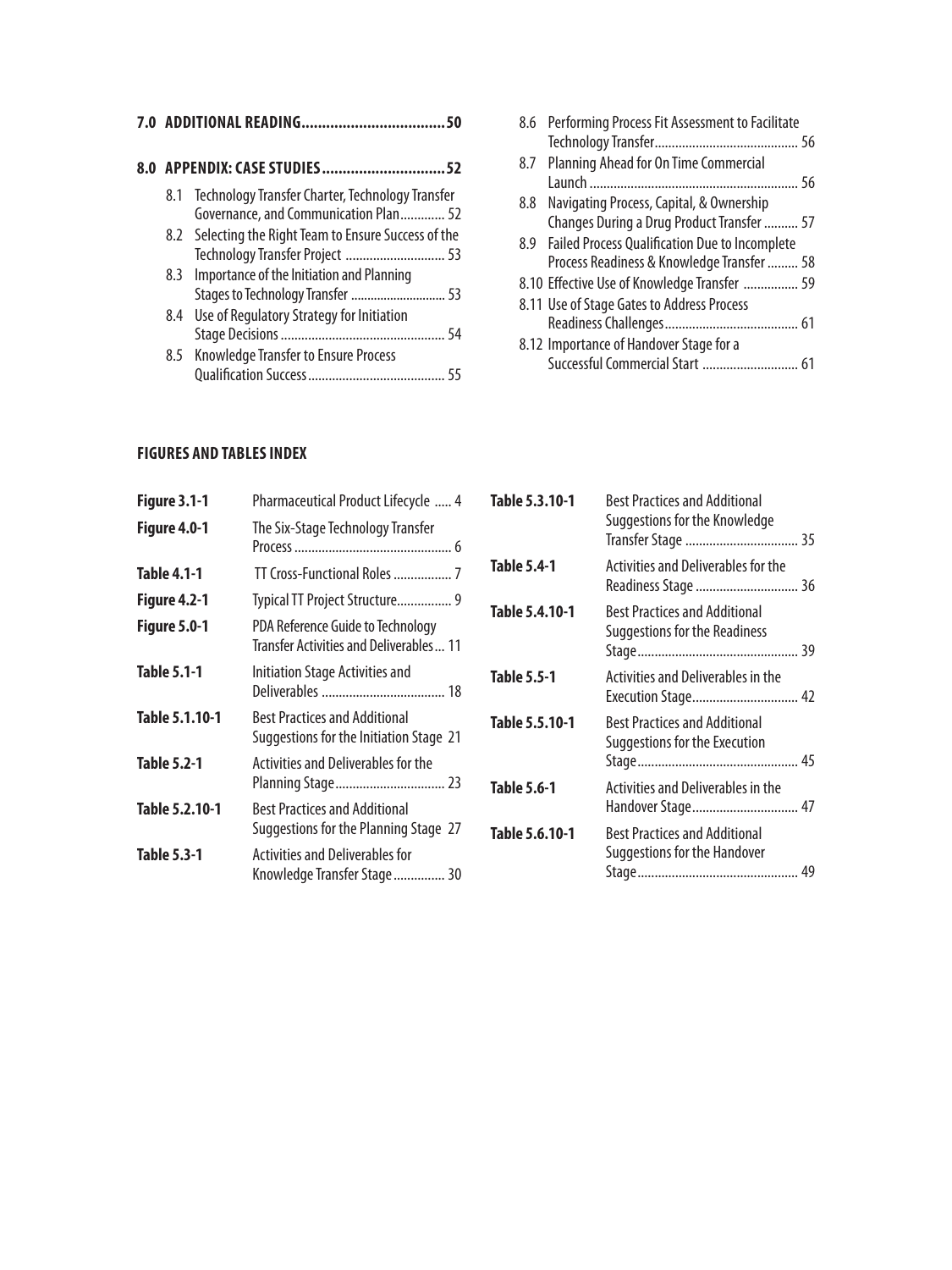**7.0 ADDITIONAL READING.................................50**

**8.0 APPENDIX: CASE STUDIES.............................52**

- 8.1 Technology Transfer Charter, Technology Transfer Governance, and Communication Plan............ 52
- 8.2 Selecting the Right Team to Ensure Success of the Technology Transfer Project ............................ 53
- 8.3 Importance of the Initiation and Planning Stages to Technology Transfer ............................ 53
- 8.4 Use of Regulatory Strategy for Initiation Stage Decisions ................................................ 54
- 8.5 Knowledge Transfer to Ensure Process Qualification Success........................................ 55
- 8.6 Performing Process Fit Assessment to Facilitate Technology Transfer.......................................... 56
- 8.7 Planning Ahead for On Time Commercial Launch ............................................................ 56
- 8.8 Navigating Process, Capital, & Ownership Changes During a Drug Product Transfer .......... 57
- 8.9 Failed Process Qualification Due to Incomplete Process Readiness & Knowledge Transfer ......... 58
- 8.10 Effective Use of Knowledge Transfer ................ 59
- 8.11 Use of Stage Gates to Address Process Readiness Challenges....................................... 61
- 8.12 Importance of Handover Stage for a Successful Commercial Start ............................ 61

**FIGURES AND TABLES INDEX**

| | | |
|---|---|---|
| **Figure 3.1-1** | Pharmaceutical Product Lifecycle | 4 |
| **Figure 4.0-1** | The Six-Stage Technology Transfer Process | 6 |
| **Table 4.1-1** | TT Cross-Functional Roles | 7 |
| **Figure 4.2-1** | Typical TT Project Structure | 9 |
| **Figure 5.0-1** | PDA Reference Guide to Technology Transfer Activities and Deliverables | 11 |
| **Table 5.1-1** | Initiation Stage Activities and Deliverables | 18 |
| **Table 5.1.10-1** | Best Practices and Additional Suggestions for the Initiation Stage | 21 |
| **Table 5.2-1** | Activities and Deliverables for the Planning Stage | 23 |
| **Table 5.2.10-1** | Best Practices and Additional Suggestions for the Planning Stage | 27 |
| **Table 5.3-1** | Activities and Deliverables for Knowledge Transfer Stage | 30 |
| **Table 5.3.10-1** | Best Practices and Additional Suggestions for the Knowledge Transfer Stage | 35 |
| **Table 5.4-1** | Activities and Deliverables for the Readiness Stage | 36 |
| **Table 5.4.10-1** | Best Practices and Additional Suggestions for the Readiness Stage | 39 |
| **Table 5.5-1** | Activities and Deliverables in the Execution Stage | 42 |
| **Table 5.5.10-1** | Best Practices and Additional Suggestions for the Execution Stage | 45 |
| **Table 5.6-1** | Activities and Deliverables in the Handover Stage | 47 |
| **Table 5.6.10-1** | Best Practices and Additional Suggestions for the Handover Stage | 49 |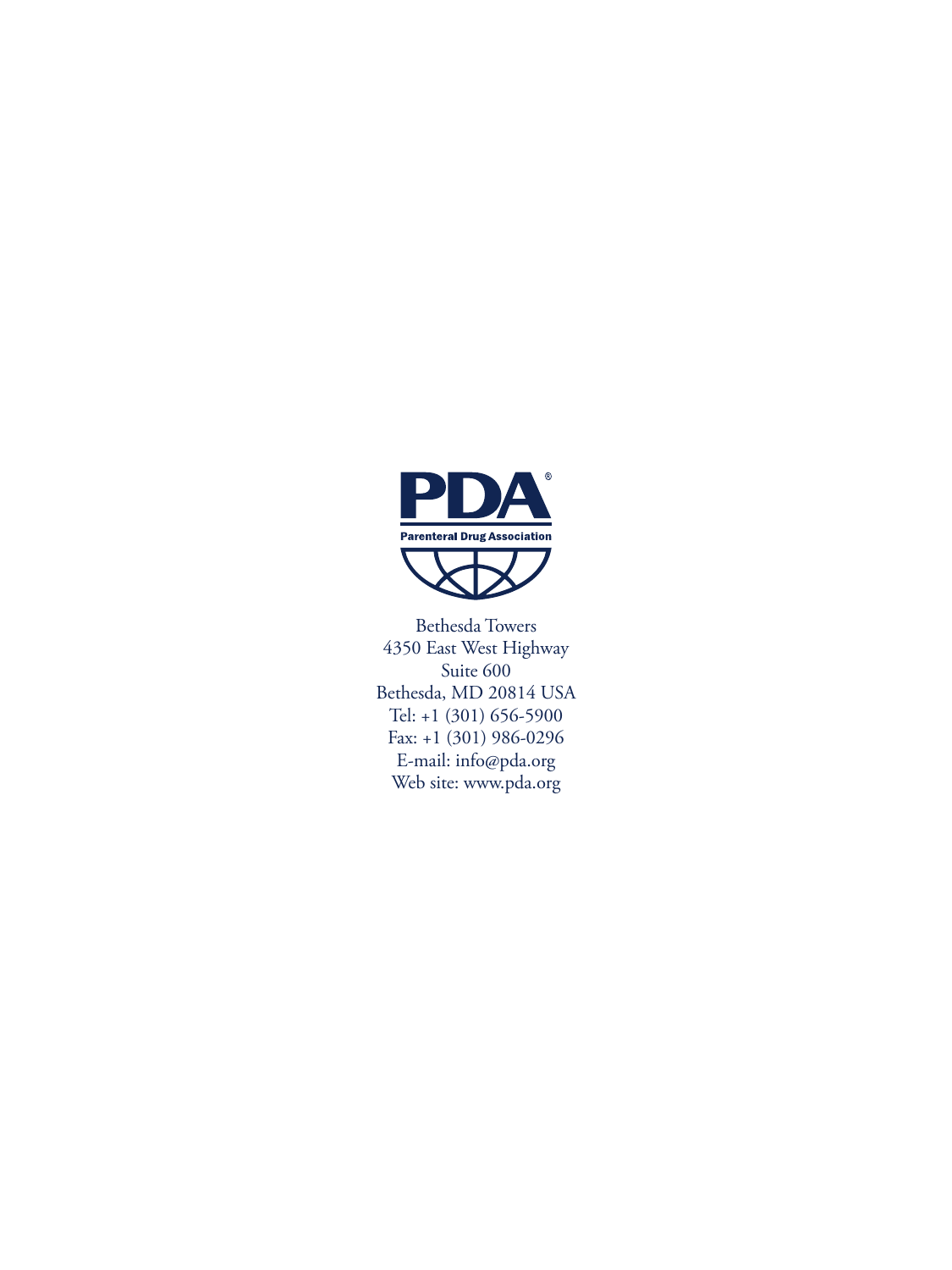PDA®

Parenteral Drug Association

Bethesda Towers
4350 East West Highway
Suite 600
Bethesda, MD 20814 USA
Tel: +1 (301) 656-5900
Fax: +1 (301) 986-0296
E-mail: info@pda.org
Web site: www.pda.org